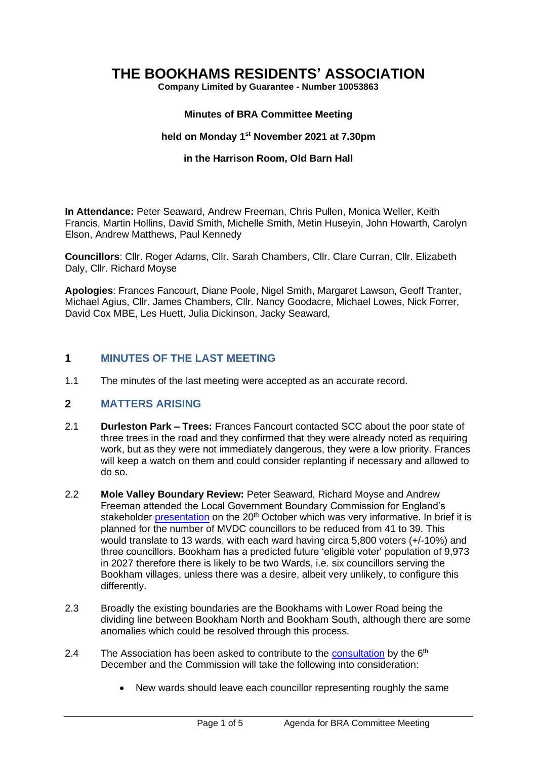# THE BOOKHAMS RESIDENTS' ASSOCIATION

**Company Limited by Guarantee - Number 10053863**

**Minutes of BRA Committee Meeting**

**held on Monday 1st November 2021 at 7.30pm**

**in the Harrison Room, Old Barn Hall**

**In Attendance:** Peter Seaward, Andrew Freeman, Chris Pullen, Monica Weller, Keith Francis, Martin Hollins, David Smith, Michelle Smith, Metin Huseyin, John Howarth, Carolyn Elson, Andrew Matthews, Paul Kennedy

**Councillors**: Cllr. Roger Adams, Cllr. Sarah Chambers, Cllr. Clare Curran, Cllr. Elizabeth Daly, Cllr. Richard Moyse

**Apologies**: Frances Fancourt, Diane Poole, Nigel Smith, Margaret Lawson, Geoff Tranter, Michael Agius, Cllr. James Chambers, Cllr. Nancy Goodacre, Michael Lowes, Nick Forrer, David Cox MBE, Les Huett, Julia Dickinson, Jacky Seaward,

## 1 MINUTES OF THE LAST MEETING

1.1 The minutes of the last meeting were accepted as an accurate record.

## 2 MATTERS ARISING

2.1 **Durleston Park – Trees:** Frances Fancourt contacted SCC about the poor state of three trees in the road and they confirmed that they were already noted as requiring work, but as they were not immediately dangerous, they were a low priority. Frances will keep a watch on them and could consider replanting if necessary and allowed to do so.

2.2 **Mole Valley Boundary Review:** Peter Seaward, Richard Moyse and Andrew Freeman attended the Local Government Boundary Commission for England's stakeholder presentation on the 20th October which was very informative. In brief it is planned for the number of MVDC councillors to be reduced from 41 to 39. This would translate to 13 wards, with each ward having circa 5,800 voters (+/-10%) and three councillors. Bookham has a predicted future 'eligible voter' population of 9,973 in 2027 therefore there is likely to be two Wards, i.e. six councillors serving the Bookham villages, unless there was a desire, albeit very unlikely, to configure this differently.

2.3 Broadly the existing boundaries are the Bookhams with Lower Road being the dividing line between Bookham North and Bookham South, although there are some anomalies which could be resolved through this process.

2.4 The Association has been asked to contribute to the consultation by the 6th December and the Commission will take the following into consideration:

- New wards should leave each councillor representing roughly the same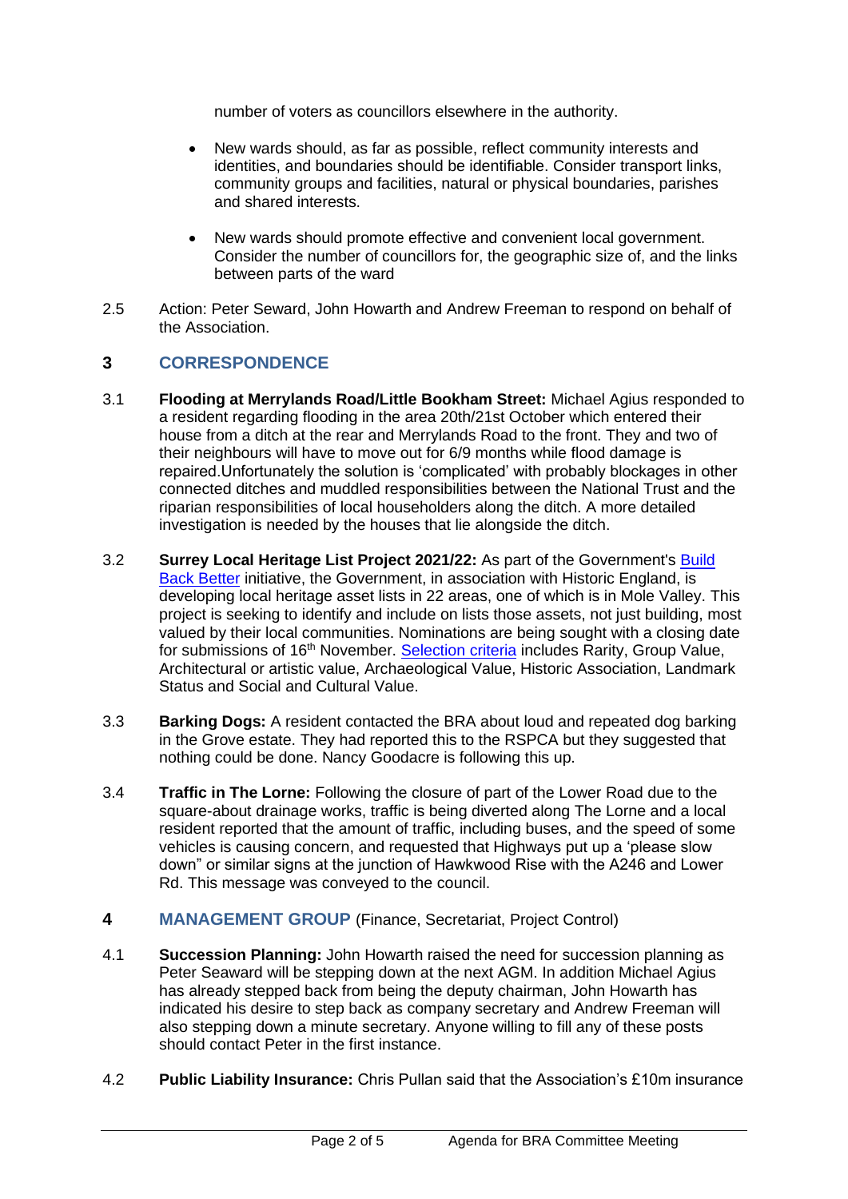number of voters as councillors elsewhere in the authority.

- New wards should, as far as possible, reflect community interests and identities, and boundaries should be identifiable. Consider transport links, community groups and facilities, natural or physical boundaries, parishes and shared interests.

- New wards should promote effective and convenient local government. Consider the number of councillors for, the geographic size of, and the links between parts of the ward

2.5 Action: Peter Seward, John Howarth and Andrew Freeman to respond on behalf of the Association.

## 3 CORRESPONDENCE

3.1 **Flooding at Merrylands Road/Little Bookham Street:** Michael Agius responded to a resident regarding flooding in the area 20th/21st October which entered their house from a ditch at the rear and Merrylands Road to the front. They and two of their neighbours will have to move out for 6/9 months while flood damage is repaired.Unfortunately the solution is 'complicated' with probably blockages in other connected ditches and muddled responsibilities between the National Trust and the riparian responsibilities of local householders along the ditch. A more detailed investigation is needed by the houses that lie alongside the ditch.

3.2 **Surrey Local Heritage List Project 2021/22:** As part of the Government's Build Back Better initiative, the Government, in association with Historic England, is developing local heritage asset lists in 22 areas, one of which is in Mole Valley. This project is seeking to identify and include on lists those assets, not just building, most valued by their local communities. Nominations are being sought with a closing date for submissions of 16th November. Selection criteria includes Rarity, Group Value, Architectural or artistic value, Archaeological Value, Historic Association, Landmark Status and Social and Cultural Value.

3.3 **Barking Dogs:** A resident contacted the BRA about loud and repeated dog barking in the Grove estate. They had reported this to the RSPCA but they suggested that nothing could be done. Nancy Goodacre is following this up.

3.4 **Traffic in The Lorne:** Following the closure of part of the Lower Road due to the square-about drainage works, traffic is being diverted along The Lorne and a local resident reported that the amount of traffic, including buses, and the speed of some vehicles is causing concern, and requested that Highways put up a 'please slow down" or similar signs at the junction of Hawkwood Rise with the A246 and Lower Rd. This message was conveyed to the council.

## 4 MANAGEMENT GROUP (Finance, Secretariat, Project Control)

4.1 **Succession Planning:** John Howarth raised the need for succession planning as Peter Seaward will be stepping down at the next AGM. In addition Michael Agius has already stepped back from being the deputy chairman, John Howarth has indicated his desire to step back as company secretary and Andrew Freeman will also stepping down a minute secretary. Anyone willing to fill any of these posts should contact Peter in the first instance.

4.2 **Public Liability Insurance:** Chris Pullan said that the Association's £10m insurance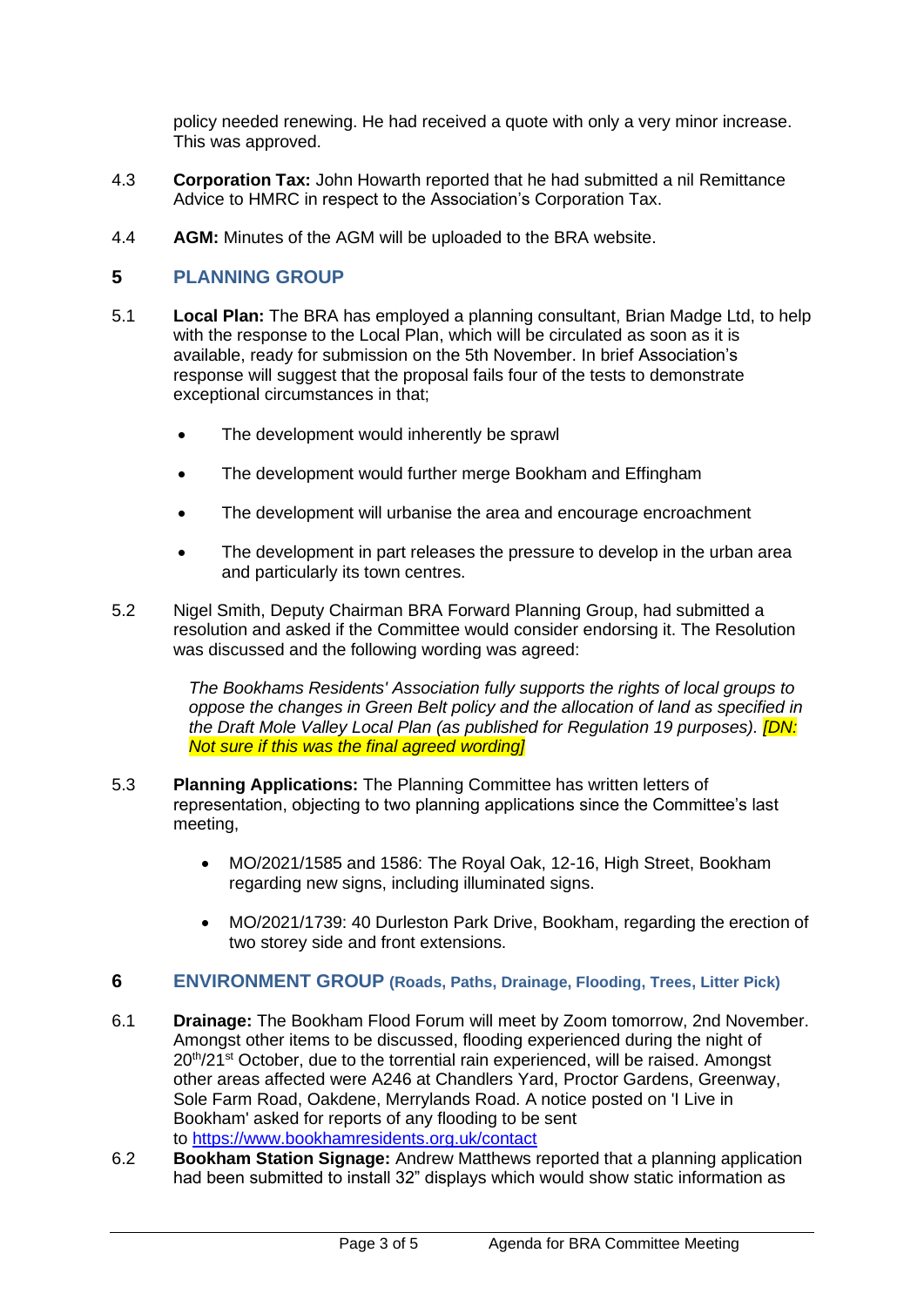policy needed renewing. He had received a quote with only a very minor increase. This was approved.

4.3 **Corporation Tax:** John Howarth reported that he had submitted a nil Remittance Advice to HMRC in respect to the Association's Corporation Tax.

4.4 **AGM:** Minutes of the AGM will be uploaded to the BRA website.

## 5 PLANNING GROUP

5.1 **Local Plan:** The BRA has employed a planning consultant, Brian Madge Ltd, to help with the response to the Local Plan, which will be circulated as soon as it is available, ready for submission on the 5th November. In brief Association's response will suggest that the proposal fails four of the tests to demonstrate exceptional circumstances in that;

- The development would inherently be sprawl
- The development would further merge Bookham and Effingham
- The development will urbanise the area and encourage encroachment
- The development in part releases the pressure to develop in the urban area and particularly its town centres.

5.2 Nigel Smith, Deputy Chairman BRA Forward Planning Group, had submitted a resolution and asked if the Committee would consider endorsing it. The Resolution was discussed and the following wording was agreed:

> *The Bookhams Residents' Association fully supports the rights of local groups to oppose the changes in Green Belt policy and the allocation of land as specified in the Draft Mole Valley Local Plan (as published for Regulation 19 purposes). [DN: Not sure if this was the final agreed wording]*

5.3 **Planning Applications:** The Planning Committee has written letters of representation, objecting to two planning applications since the Committee's last meeting,

- MO/2021/1585 and 1586: The Royal Oak, 12-16, High Street, Bookham regarding new signs, including illuminated signs.
- MO/2021/1739: 40 Durleston Park Drive, Bookham, regarding the erection of two storey side and front extensions.

## 6 ENVIRONMENT GROUP (Roads, Paths, Drainage, Flooding, Trees, Litter Pick)

6.1 **Drainage:** The Bookham Flood Forum will meet by Zoom tomorrow, 2nd November. Amongst other items to be discussed, flooding experienced during the night of 20th/21st October, due to the torrential rain experienced, will be raised. Amongst other areas affected were A246 at Chandlers Yard, Proctor Gardens, Greenway, Sole Farm Road, Oakdene, Merrylands Road. A notice posted on 'I Live in Bookham' asked for reports of any flooding to be sent to https://www.bookhamresidents.org.uk/contact

6.2 **Bookham Station Signage:** Andrew Matthews reported that a planning application had been submitted to install 32" displays which would show static information as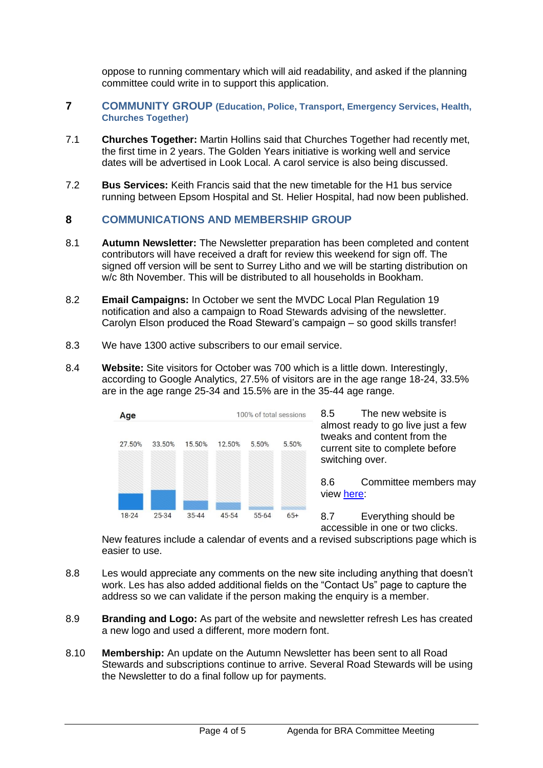oppose to running commentary which will aid readability, and asked if the planning committee could write in to support this application.

## 7 COMMUNITY GROUP (Education, Police, Transport, Emergency Services, Health, Churches Together)

7.1 **Churches Together:** Martin Hollins said that Churches Together had recently met, the first time in 2 years. The Golden Years initiative is working well and service dates will be advertised in Look Local. A carol service is also being discussed.

7.2 **Bus Services:** Keith Francis said that the new timetable for the H1 bus service running between Epsom Hospital and St. Helier Hospital, had now been published.

## 8 COMMUNICATIONS AND MEMBERSHIP GROUP

8.1 **Autumn Newsletter:** The Newsletter preparation has been completed and content contributors will have received a draft for review this weekend for sign off. The signed off version will be sent to Surrey Litho and we will be starting distribution on w/c 8th November. This will be distributed to all households in Bookham.

8.2 **Email Campaigns:** In October we sent the MVDC Local Plan Regulation 19 notification and also a campaign to Road Stewards advising of the newsletter. Carolyn Elson produced the Road Steward's campaign – so good skills transfer!

8.3 We have 1300 active subscribers to our email service.

8.4 **Website:** Site visitors for October was 700 which is a little down. Interestingly, according to Google Analytics, 27.5% of visitors are in the age range 18-24, 33.5% are in the age range 25-34 and 15.5% are in the 35-44 age range.

**Age** — 100% of total sessions

| 18-24 | 25-34 | 35-44 | 45-54 | 55-64 | 65+ |
|---|---|---|---|---|---|
| 27.50% | 33.50% | 15.50% | 12.50% | 5.50% | 5.50% |

8.5 The new website is almost ready to go live just a few tweaks and content from the current site to complete before switching over.

8.6 Committee members may view [here]():

8.7 Everything should be accessible in one or two clicks. New features include a calendar of events and a revised subscriptions page which is easier to use.

8.8 Les would appreciate any comments on the new site including anything that doesn't work. Les has also added additional fields on the "Contact Us" page to capture the address so we can validate if the person making the enquiry is a member.

8.9 **Branding and Logo:** As part of the website and newsletter refresh Les has created a new logo and used a different, more modern font.

8.10 **Membership:** An update on the Autumn Newsletter has been sent to all Road Stewards and subscriptions continue to arrive. Several Road Stewards will be using the Newsletter to do a final follow up for payments.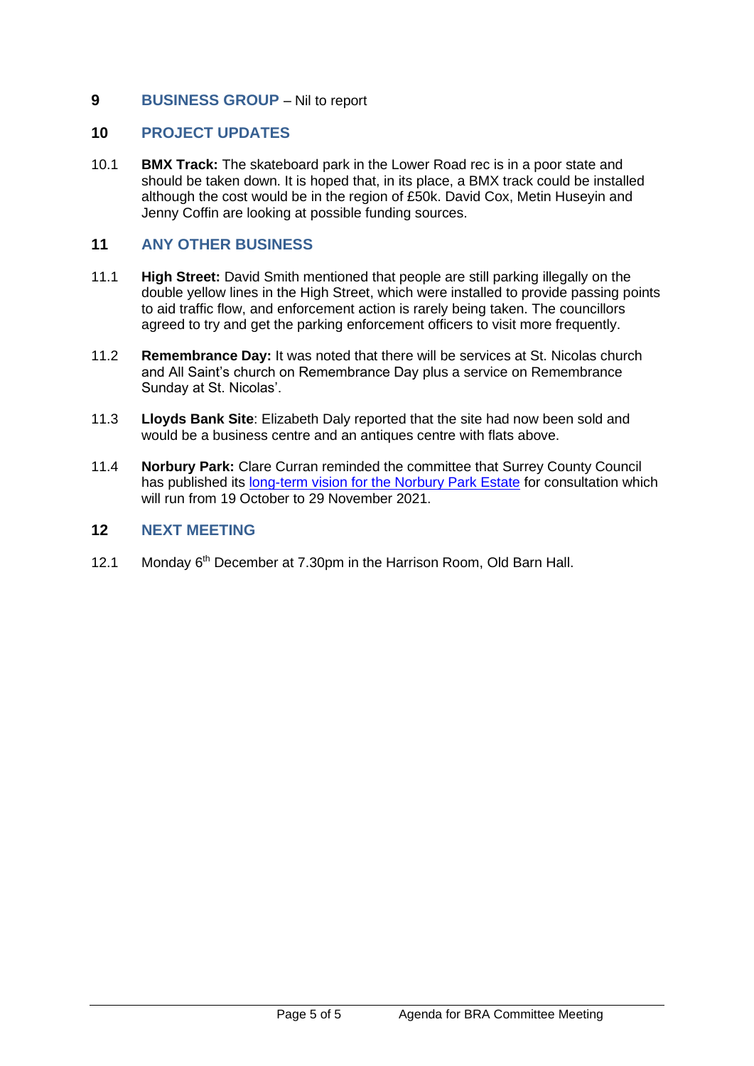## 9 BUSINESS GROUP – Nil to report

## 10 PROJECT UPDATES

10.1 **BMX Track:** The skateboard park in the Lower Road rec is in a poor state and should be taken down. It is hoped that, in its place, a BMX track could be installed although the cost would be in the region of £50k. David Cox, Metin Huseyin and Jenny Coffin are looking at possible funding sources.

## 11 ANY OTHER BUSINESS

11.1 **High Street:** David Smith mentioned that people are still parking illegally on the double yellow lines in the High Street, which were installed to provide passing points to aid traffic flow, and enforcement action is rarely being taken. The councillors agreed to try and get the parking enforcement officers to visit more frequently.

11.2 **Remembrance Day:** It was noted that there will be services at St. Nicolas church and All Saint's church on Remembrance Day plus a service on Remembrance Sunday at St. Nicolas'.

11.3 **Lloyds Bank Site**: Elizabeth Daly reported that the site had now been sold and would be a business centre and an antiques centre with flats above.

11.4 **Norbury Park:** Clare Curran reminded the committee that Surrey County Council has published its long-term vision for the Norbury Park Estate for consultation which will run from 19 October to 29 November 2021.

## 12 NEXT MEETING

12.1 Monday 6th December at 7.30pm in the Harrison Room, Old Barn Hall.